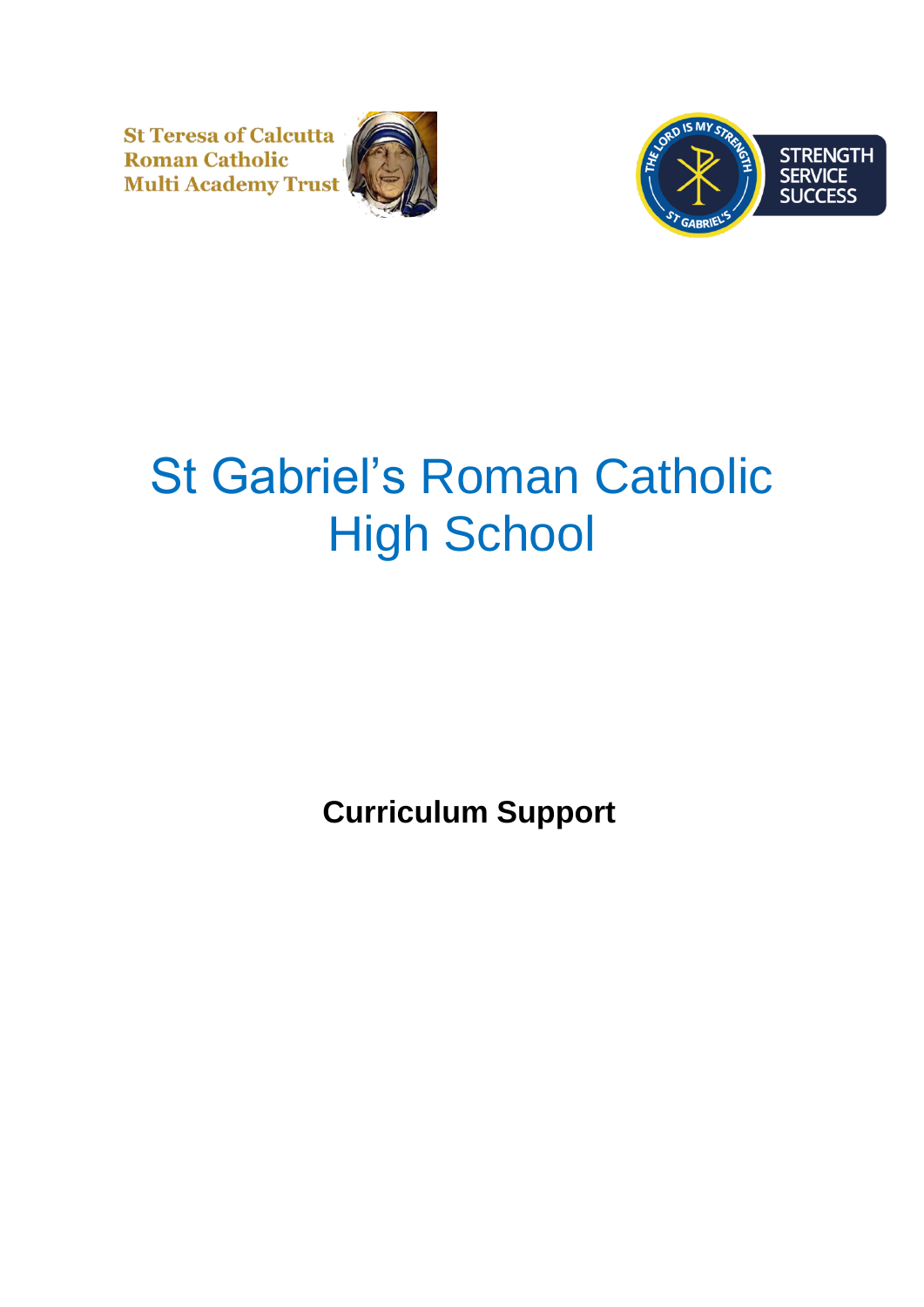St Teresa of Calcutta
Roman Catholic
Multi Academy Trust

THE LORD IS MY STRENGTH
ST GABRIEL'S

STRENGTH
SERVICE
SUCCESS

# St Gabriel's Roman Catholic High School

**Curriculum Support**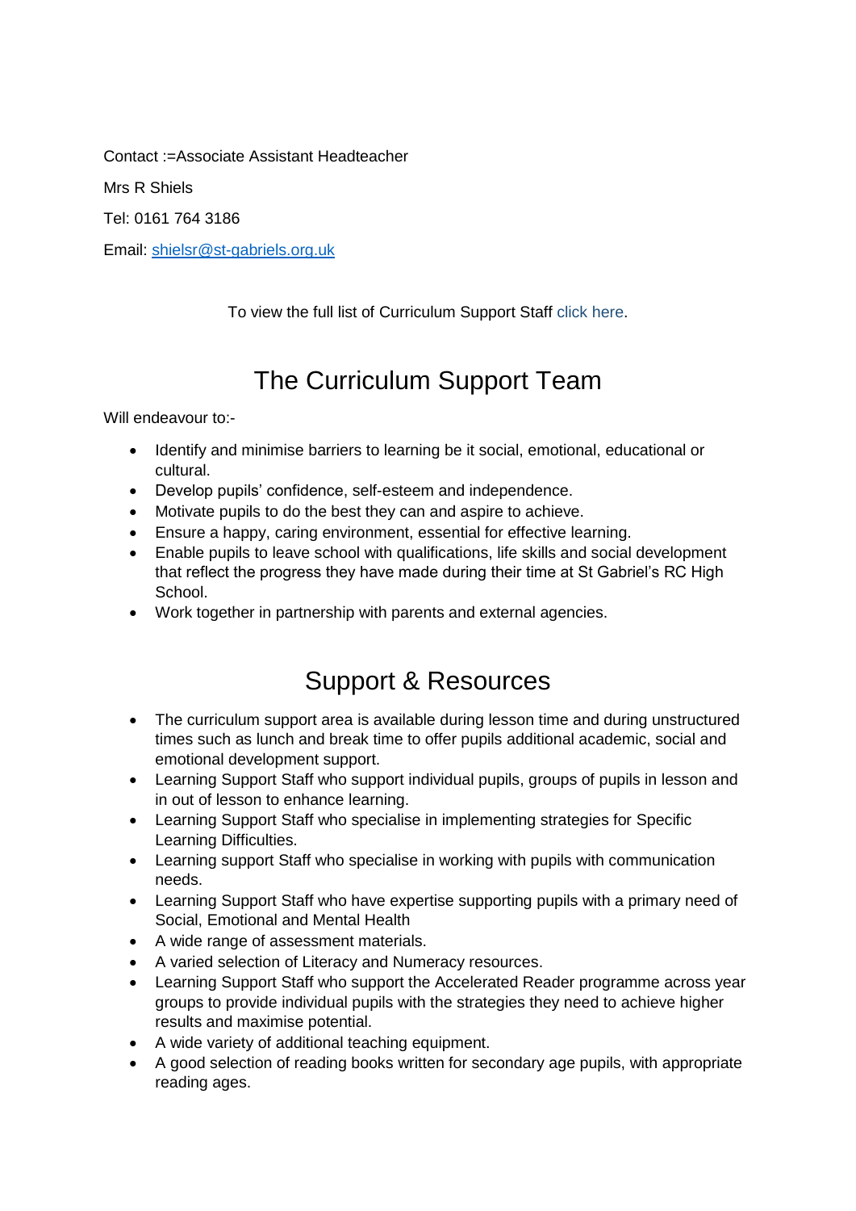Contact :=Associate Assistant Headteacher

Mrs R Shiels

Tel: 0161 764 3186

Email: shielsr@st-gabriels.org.uk

To view the full list of Curriculum Support Staff click here.

# The Curriculum Support Team

Will endeavour to:-

- Identify and minimise barriers to learning be it social, emotional, educational or cultural.
- Develop pupils' confidence, self-esteem and independence.
- Motivate pupils to do the best they can and aspire to achieve.
- Ensure a happy, caring environment, essential for effective learning.
- Enable pupils to leave school with qualifications, life skills and social development that reflect the progress they have made during their time at St Gabriel's RC High School.
- Work together in partnership with parents and external agencies.

# Support & Resources

- The curriculum support area is available during lesson time and during unstructured times such as lunch and break time to offer pupils additional academic, social and emotional development support.
- Learning Support Staff who support individual pupils, groups of pupils in lesson and in out of lesson to enhance learning.
- Learning Support Staff who specialise in implementing strategies for Specific Learning Difficulties.
- Learning support Staff who specialise in working with pupils with communication needs.
- Learning Support Staff who have expertise supporting pupils with a primary need of Social, Emotional and Mental Health
- A wide range of assessment materials.
- A varied selection of Literacy and Numeracy resources.
- Learning Support Staff who support the Accelerated Reader programme across year groups to provide individual pupils with the strategies they need to achieve higher results and maximise potential.
- A wide variety of additional teaching equipment.
- A good selection of reading books written for secondary age pupils, with appropriate reading ages.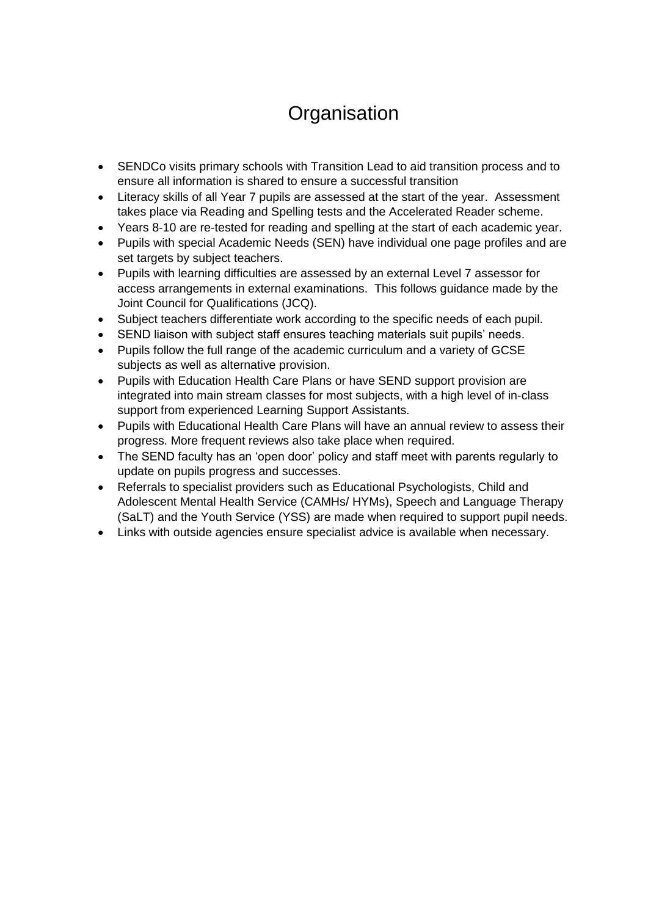# Organisation

- SENDCo visits primary schools with Transition Lead to aid transition process and to ensure all information is shared to ensure a successful transition
- Literacy skills of all Year 7 pupils are assessed at the start of the year. Assessment takes place via Reading and Spelling tests and the Accelerated Reader scheme.
- Years 8-10 are re-tested for reading and spelling at the start of each academic year.
- Pupils with special Academic Needs (SEN) have individual one page profiles and are set targets by subject teachers.
- Pupils with learning difficulties are assessed by an external Level 7 assessor for access arrangements in external examinations. This follows guidance made by the Joint Council for Qualifications (JCQ).
- Subject teachers differentiate work according to the specific needs of each pupil.
- SEND liaison with subject staff ensures teaching materials suit pupils' needs.
- Pupils follow the full range of the academic curriculum and a variety of GCSE subjects as well as alternative provision.
- Pupils with Education Health Care Plans or have SEND support provision are integrated into main stream classes for most subjects, with a high level of in-class support from experienced Learning Support Assistants.
- Pupils with Educational Health Care Plans will have an annual review to assess their progress. More frequent reviews also take place when required.
- The SEND faculty has an 'open door' policy and staff meet with parents regularly to update on pupils progress and successes.
- Referrals to specialist providers such as Educational Psychologists, Child and Adolescent Mental Health Service (CAMHs/ HYMs), Speech and Language Therapy (SaLT) and the Youth Service (YSS) are made when required to support pupil needs.
- Links with outside agencies ensure specialist advice is available when necessary.